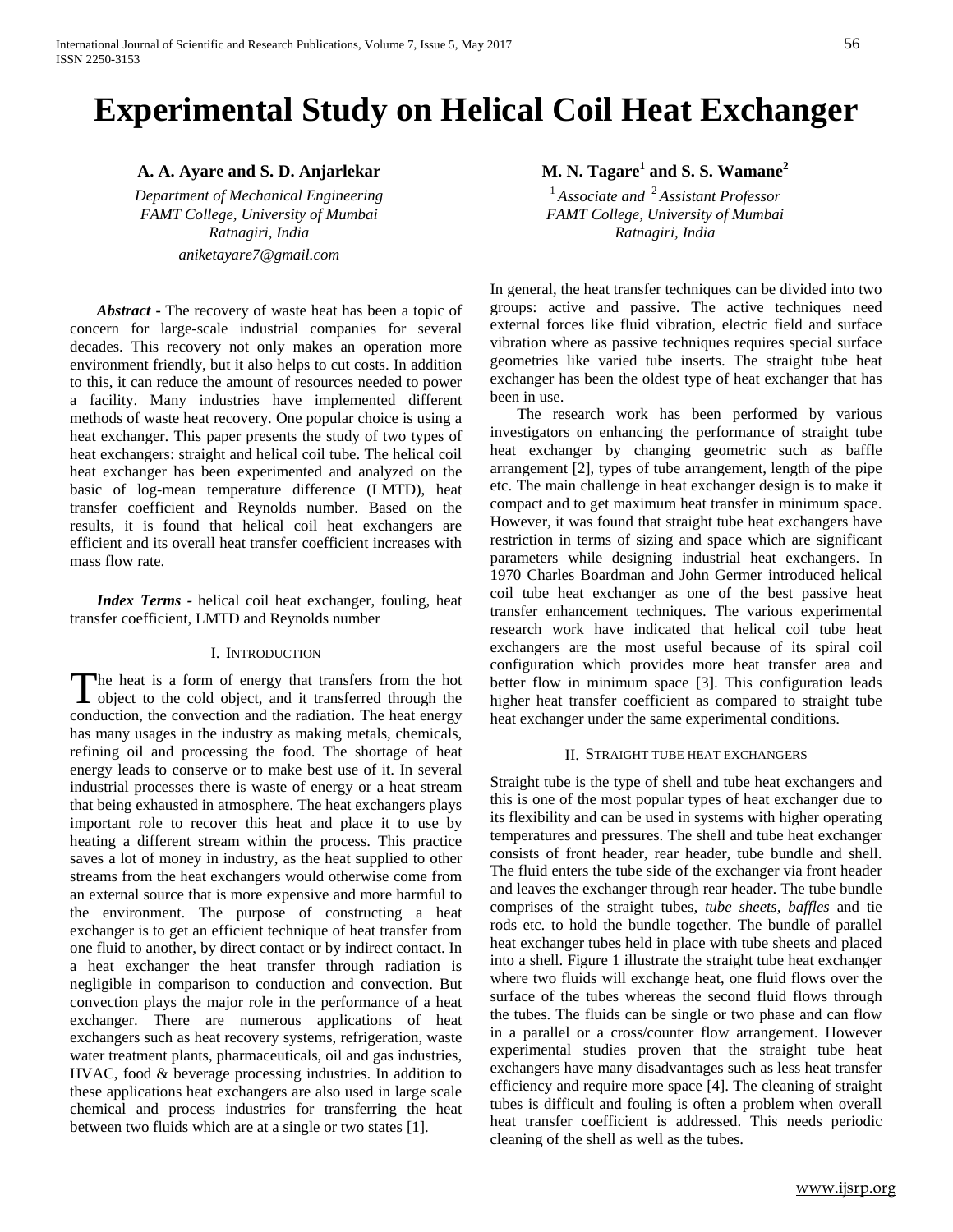# Experimental Study on Helical Coil Heat Exchanger

**A. A. Ayare and S. D. Anjarlekar**

*Department of Mechanical Engineering*
*FAMT College, University of Mumbai*
*Ratnagiri, India*
*aniketayare7@gmail.com*

**M. N. Tagare[1] and S. S. Wamane[2]**

[1] *Associate and* [2] *Assistant Professor*
*FAMT College, University of Mumbai*
*Ratnagiri, India*

***Abstract*** - The recovery of waste heat has been a topic of concern for large-scale industrial companies for several decades. This recovery not only makes an operation more environment friendly, but it also helps to cut costs. In addition to this, it can reduce the amount of resources needed to power a facility. Many industries have implemented different methods of waste heat recovery. One popular choice is using a heat exchanger. This paper presents the study of two types of heat exchangers: straight and helical coil tube. The helical coil heat exchanger has been experimented and analyzed on the basic of log-mean temperature difference (LMTD), heat transfer coefficient and Reynolds number. Based on the results, it is found that helical coil heat exchangers are efficient and its overall heat transfer coefficient increases with mass flow rate.

***Index Terms*** - helical coil heat exchanger, fouling, heat transfer coefficient, LMTD and Reynolds number

## I. Introduction

The heat is a form of energy that transfers from the hot object to the cold object, and it transferred through the conduction, the convection and the radiation**.** The heat energy has many usages in the industry as making metals, chemicals, refining oil and processing the food. The shortage of heat energy leads to conserve or to make best use of it. In several industrial processes there is waste of energy or a heat stream that being exhausted in atmosphere. The heat exchangers plays important role to recover this heat and place it to use by heating a different stream within the process. This practice saves a lot of money in industry, as the heat supplied to other streams from the heat exchangers would otherwise come from an external source that is more expensive and more harmful to the environment. The purpose of constructing a heat exchanger is to get an efficient technique of heat transfer from one fluid to another, by direct contact or by indirect contact. In a heat exchanger the heat transfer through radiation is negligible in comparison to conduction and convection. But convection plays the major role in the performance of a heat exchanger. There are numerous applications of heat exchangers such as heat recovery systems, refrigeration, waste water treatment plants, pharmaceuticals, oil and gas industries, HVAC, food & beverage processing industries. In addition to these applications heat exchangers are also used in large scale chemical and process industries for transferring the heat between two fluids which are at a single or two states [1].

In general, the heat transfer techniques can be divided into two groups: active and passive. The active techniques need external forces like fluid vibration, electric field and surface vibration where as passive techniques requires special surface geometries like varied tube inserts. The straight tube heat exchanger has been the oldest type of heat exchanger that has been in use.

The research work has been performed by various investigators on enhancing the performance of straight tube heat exchanger by changing geometric such as baffle arrangement [2], types of tube arrangement, length of the pipe etc. The main challenge in heat exchanger design is to make it compact and to get maximum heat transfer in minimum space. However, it was found that straight tube heat exchangers have restriction in terms of sizing and space which are significant parameters while designing industrial heat exchangers. In 1970 Charles Boardman and John Germer introduced helical coil tube heat exchanger as one of the best passive heat transfer enhancement techniques. The various experimental research work have indicated that helical coil tube heat exchangers are the most useful because of its spiral coil configuration which provides more heat transfer area and better flow in minimum space [3]. This configuration leads higher heat transfer coefficient as compared to straight tube heat exchanger under the same experimental conditions.

## II. Straight tube heat exchangers

Straight tube is the type of shell and tube heat exchangers and this is one of the most popular types of heat exchanger due to its flexibility and can be used in systems with higher operating temperatures and pressures. The shell and tube heat exchanger consists of front header, rear header, tube bundle and shell. The fluid enters the tube side of the exchanger via front header and leaves the exchanger through rear header. The tube bundle comprises of the straight tubes*, tube sheets*, *baffles* and tie rods etc. to hold the bundle together. The bundle of parallel heat exchanger tubes held in place with tube sheets and placed into a shell. Figure 1 illustrate the straight tube heat exchanger where two fluids will exchange heat, one fluid flows over the surface of the tubes whereas the second fluid flows through the tubes. The fluids can be single or two phase and can flow in a parallel or a cross/counter flow arrangement. However experimental studies proven that the straight tube heat exchangers have many disadvantages such as less heat transfer efficiency and require more space [4]. The cleaning of straight tubes is difficult and fouling is often a problem when overall heat transfer coefficient is addressed. This needs periodic cleaning of the shell as well as the tubes.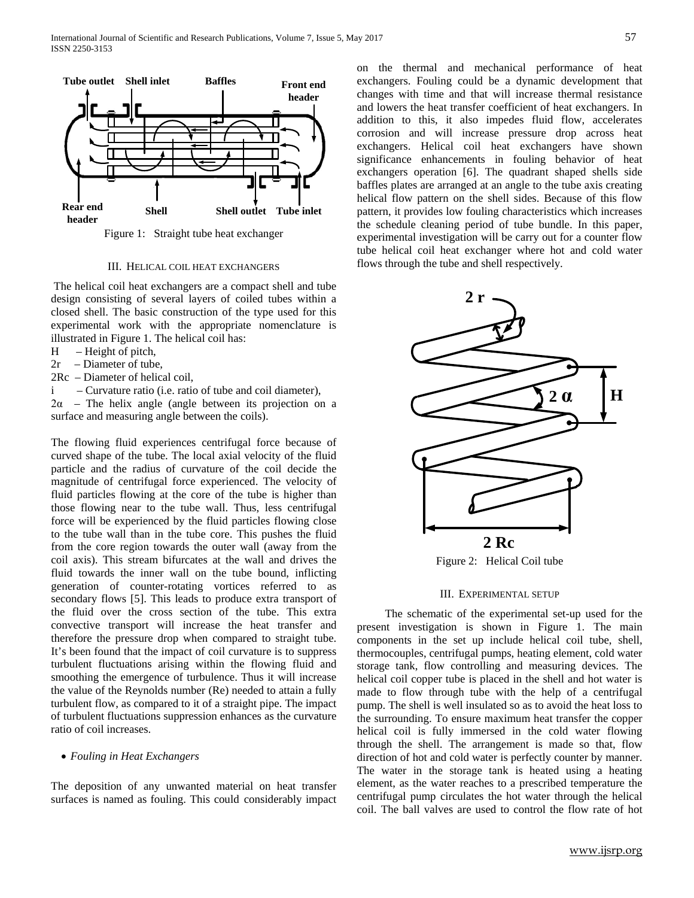Figure 1: Straight tube heat exchanger

## III. Helical coil heat exchangers

The helical coil heat exchangers are a compact shell and tube design consisting of several layers of coiled tubes within a closed shell. The basic construction of the type used for this experimental work with the appropriate nomenclature is illustrated in Figure 1. The helical coil has:

H – Height of pitch,
2r – Diameter of tube,
2Rc – Diameter of helical coil,
i – Curvature ratio (i.e. ratio of tube and coil diameter),
2α – The helix angle (angle between its projection on a surface and measuring angle between the coils).

The flowing fluid experiences centrifugal force because of curved shape of the tube. The local axial velocity of the fluid particle and the radius of curvature of the coil decide the magnitude of centrifugal force experienced. The velocity of fluid particles flowing at the core of the tube is higher than those flowing near to the tube wall. Thus, less centrifugal force will be experienced by the fluid particles flowing close to the tube wall than in the tube core. This pushes the fluid from the core region towards the outer wall (away from the coil axis). This stream bifurcates at the wall and drives the fluid towards the inner wall on the tube bound, inflicting generation of counter-rotating vortices referred to as secondary flows [5]. This leads to produce extra transport of the fluid over the cross section of the tube. This extra convective transport will increase the heat transfer and therefore the pressure drop when compared to straight tube. It's been found that the impact of coil curvature is to suppress turbulent fluctuations arising within the flowing fluid and smoothing the emergence of turbulence. Thus it will increase the value of the Reynolds number (Re) needed to attain a fully turbulent flow, as compared to it of a straight pipe. The impact of turbulent fluctuations suppression enhances as the curvature ratio of coil increases.

- *Fouling in Heat Exchangers*

The deposition of any unwanted material on heat transfer surfaces is named as fouling. This could considerably impact on the thermal and mechanical performance of heat exchangers. Fouling could be a dynamic development that changes with time and that will increase thermal resistance and lowers the heat transfer coefficient of heat exchangers. In addition to this, it also impedes fluid flow, accelerates corrosion and will increase pressure drop across heat exchangers. Helical coil heat exchangers have shown significance enhancements in fouling behavior of heat exchangers operation [6]. The quadrant shaped shells side baffles plates are arranged at an angle to the tube axis creating helical flow pattern on the shell sides. Because of this flow pattern, it provides low fouling characteristics which increases the schedule cleaning period of tube bundle. In this paper, experimental investigation will be carry out for a counter flow tube helical coil heat exchanger where hot and cold water flows through the tube and shell respectively.

Figure 2: Helical Coil tube

## III. Experimental setup

The schematic of the experimental set-up used for the present investigation is shown in Figure 1. The main components in the set up include helical coil tube, shell, thermocouples, centrifugal pumps, heating element, cold water storage tank, flow controlling and measuring devices. The helical coil copper tube is placed in the shell and hot water is made to flow through tube with the help of a centrifugal pump. The shell is well insulated so as to avoid the heat loss to the surrounding. To ensure maximum heat transfer the copper helical coil is fully immersed in the cold water flowing through the shell. The arrangement is made so that, flow direction of hot and cold water is perfectly counter by manner. The water in the storage tank is heated using a heating element, as the water reaches to a prescribed temperature the centrifugal pump circulates the hot water through the helical coil. The ball valves are used to control the flow rate of hot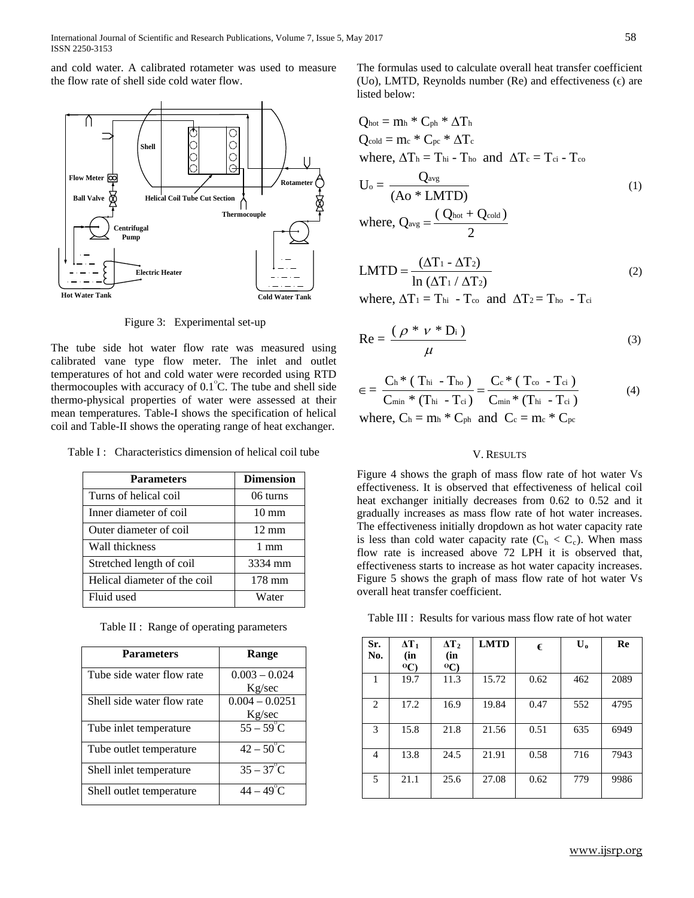and cold water. A calibrated rotameter was used to measure the flow rate of shell side cold water flow.

Figure 3: Experimental set-up

The tube side hot water flow rate was measured using calibrated vane type flow meter. The inlet and outlet temperatures of hot and cold water were recorded using RTD thermocouples with accuracy of 0.1°C. The tube and shell side thermo-physical properties of water were assessed at their mean temperatures. Table-I shows the specification of helical coil and Table-II shows the operating range of heat exchanger.

Table I : Characteristics dimension of helical coil tube

| Parameters | Dimension |
|---|---|
| Turns of helical coil | 06 turns |
| Inner diameter of coil | 10 mm |
| Outer diameter of coil | 12 mm |
| Wall thickness | 1 mm |
| Stretched length of coil | 3334 mm |
| Helical diameter of the coil | 178 mm |
| Fluid used | Water |

Table II : Range of operating parameters

| Parameters | Range |
|---|---|
| Tube side water flow rate | 0.003 – 0.024 Kg/sec |
| Shell side water flow rate | 0.004 – 0.0251 Kg/sec |
| Tube inlet temperature | 55 – 59°C |
| Tube outlet temperature | 42 – 50°C |
| Shell inlet temperature | 35 – 37°C |
| Shell outlet temperature | 44 – 49°C |

The formulas used to calculate overall heat transfer coefficient (Uo), LMTD, Reynolds number (Re) and effectiveness (ϵ) are listed below:

$$Q_{hot} = m_h * C_{ph} * \Delta T_h$$

$$Q_{cold} = m_c * C_{pc} * \Delta T_c$$

where, $\Delta T_h = T_{hi} - T_{ho}$ and $\Delta T_c = T_{ci} - T_{co}$

$$U_o = \frac{Q_{avg}}{(Ao * LMTD)} \tag{1}$$

where, $Q_{avg} = \frac{(Q_{hot} + Q_{cold})}{2}$

$$LMTD = \frac{(\Delta T_1 - \Delta T_2)}{\ln(\Delta T_1 / \Delta T_2)} \tag{2}$$

where, $\Delta T_1 = T_{hi} - T_{co}$ and $\Delta T_2 = T_{ho} - T_{ci}$

$$Re = \frac{(\rho * \nu * D_i)}{\mu} \tag{3}$$

$$\in = \frac{C_h * (T_{hi} - T_{ho})}{C_{min} * (T_{hi} - T_{ci})} = \frac{C_c * (T_{co} - T_{ci})}{C_{min} * (T_{hi} - T_{ci})} \tag{4}$$

where, $C_h = m_h * C_{ph}$ and $C_c = m_c * C_{pc}$

## V. Results

Figure 4 shows the graph of mass flow rate of hot water Vs effectiveness. It is observed that effectiveness of helical coil heat exchanger initially decreases from 0.62 to 0.52 and it gradually increases as mass flow rate of hot water increases. The effectiveness initially dropdown as hot water capacity rate is less than cold water capacity rate ($C_h < C_c$). When mass flow rate is increased above 72 LPH it is observed that, effectiveness starts to increase as hot water capacity increases. Figure 5 shows the graph of mass flow rate of hot water Vs overall heat transfer coefficient.

Table III : Results for various mass flow rate of hot water

| Sr. No. | $\Delta T_1$ (in °C) | $\Delta T_2$ (in °C) | LMTD | ϵ | $U_o$ | Re |
|---|---|---|---|---|---|---|
| 1 | 19.7 | 11.3 | 15.72 | 0.62 | 462 | 2089 |
| 2 | 17.2 | 16.9 | 19.84 | 0.47 | 552 | 4795 |
| 3 | 15.8 | 21.8 | 21.56 | 0.51 | 635 | 6949 |
| 4 | 13.8 | 24.5 | 21.91 | 0.58 | 716 | 7943 |
| 5 | 21.1 | 25.6 | 27.08 | 0.62 | 779 | 9986 |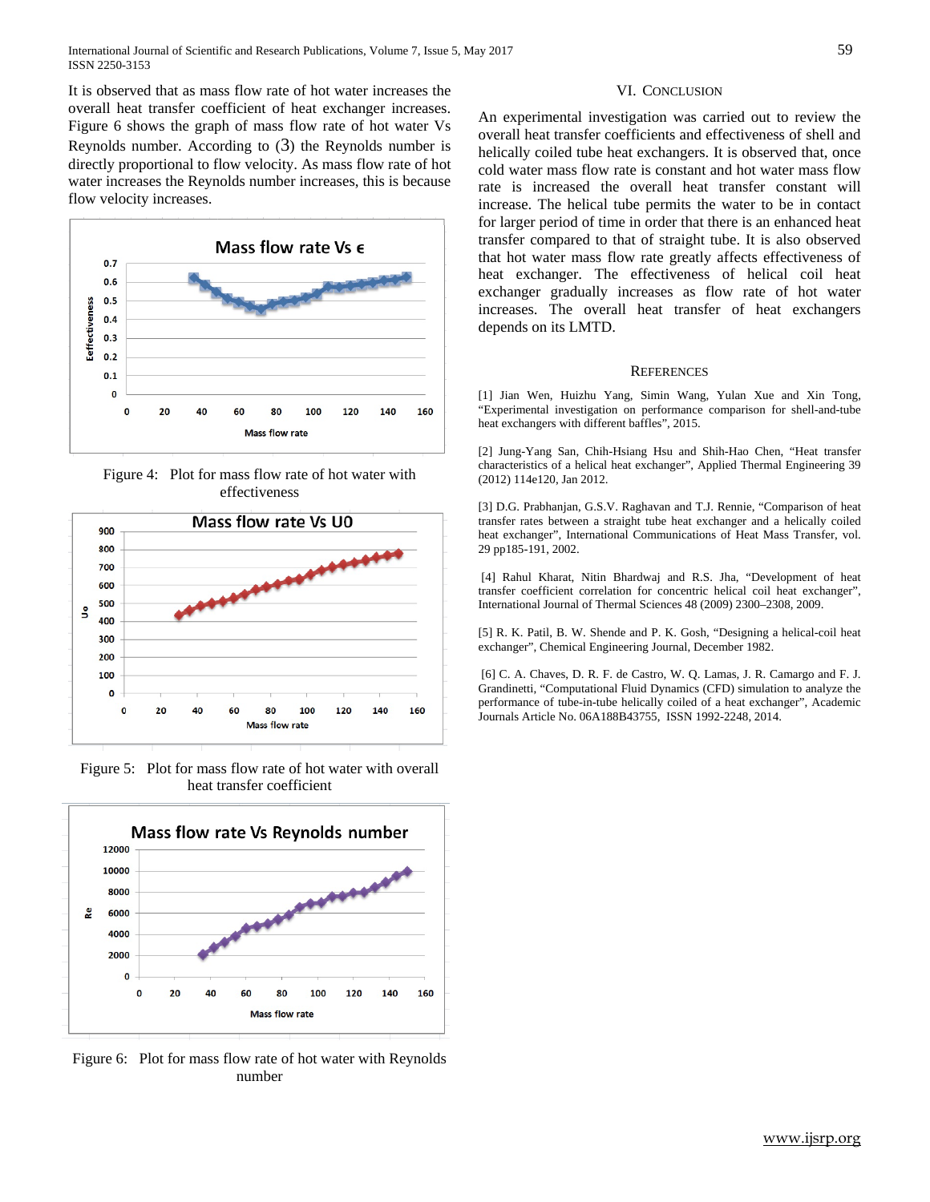It is observed that as mass flow rate of hot water increases the overall heat transfer coefficient of heat exchanger increases. Figure 6 shows the graph of mass flow rate of hot water Vs Reynolds number. According to (3) the Reynolds number is directly proportional to flow velocity. As mass flow rate of hot water increases the Reynolds number increases, this is because flow velocity increases.

Mass flow rate Vs ϵ

Eeffectiveness

0.7
0.6
0.5
0.4
0.3
0.2
0.1
0

0 20 40 60 80 100 120 140 160

Mass flow rate

Figure 4: Plot for mass flow rate of hot water with effectiveness

Mass flow rate Vs U0

Uo

900
800
700
600
500
400
300
200
100
0

0 20 40 60 80 100 120 140 160

Mass flow rate

Figure 5: Plot for mass flow rate of hot water with overall heat transfer coefficient

Mass flow rate Vs Reynolds number

Re

12000
10000
8000
6000
4000
2000
0

0 20 40 60 80 100 120 140 160

Mass flow rate

Figure 6: Plot for mass flow rate of hot water with Reynolds number

## VI. Conclusion

An experimental investigation was carried out to review the overall heat transfer coefficients and effectiveness of shell and helically coiled tube heat exchangers. It is observed that, once cold water mass flow rate is constant and hot water mass flow rate is increased the overall heat transfer constant will increase. The helical tube permits the water to be in contact for larger period of time in order that there is an enhanced heat transfer compared to that of straight tube. It is also observed that hot water mass flow rate greatly affects effectiveness of heat exchanger. The effectiveness of helical coil heat exchanger gradually increases as flow rate of hot water increases. The overall heat transfer of heat exchangers depends on its LMTD.

## References

[1] Jian Wen, Huizhu Yang, Simin Wang, Yulan Xue and Xin Tong, "Experimental investigation on performance comparison for shell-and-tube heat exchangers with different baffles", 2015.

[2] Jung-Yang San, Chih-Hsiang Hsu and Shih-Hao Chen, "Heat transfer characteristics of a helical heat exchanger", Applied Thermal Engineering 39 (2012) 114e120, Jan 2012.

[3] D.G. Prabhanjan, G.S.V. Raghavan and T.J. Rennie, "Comparison of heat transfer rates between a straight tube heat exchanger and a helically coiled heat exchanger", International Communications of Heat Mass Transfer, vol. 29 pp185-191, 2002.

[4] Rahul Kharat, Nitin Bhardwaj and R.S. Jha, "Development of heat transfer coefficient correlation for concentric helical coil heat exchanger", International Journal of Thermal Sciences 48 (2009) 2300–2308, 2009.

[5] R. K. Patil, B. W. Shende and P. K. Gosh, "Designing a helical-coil heat exchanger", Chemical Engineering Journal, December 1982.

[6] C. A. Chaves, D. R. F. de Castro, W. Q. Lamas, J. R. Camargo and F. J. Grandinetti, "Computational Fluid Dynamics (CFD) simulation to analyze the performance of tube-in-tube helically coiled of a heat exchanger", Academic Journals Article No. 06A188B43755, ISSN 1992-2248, 2014.